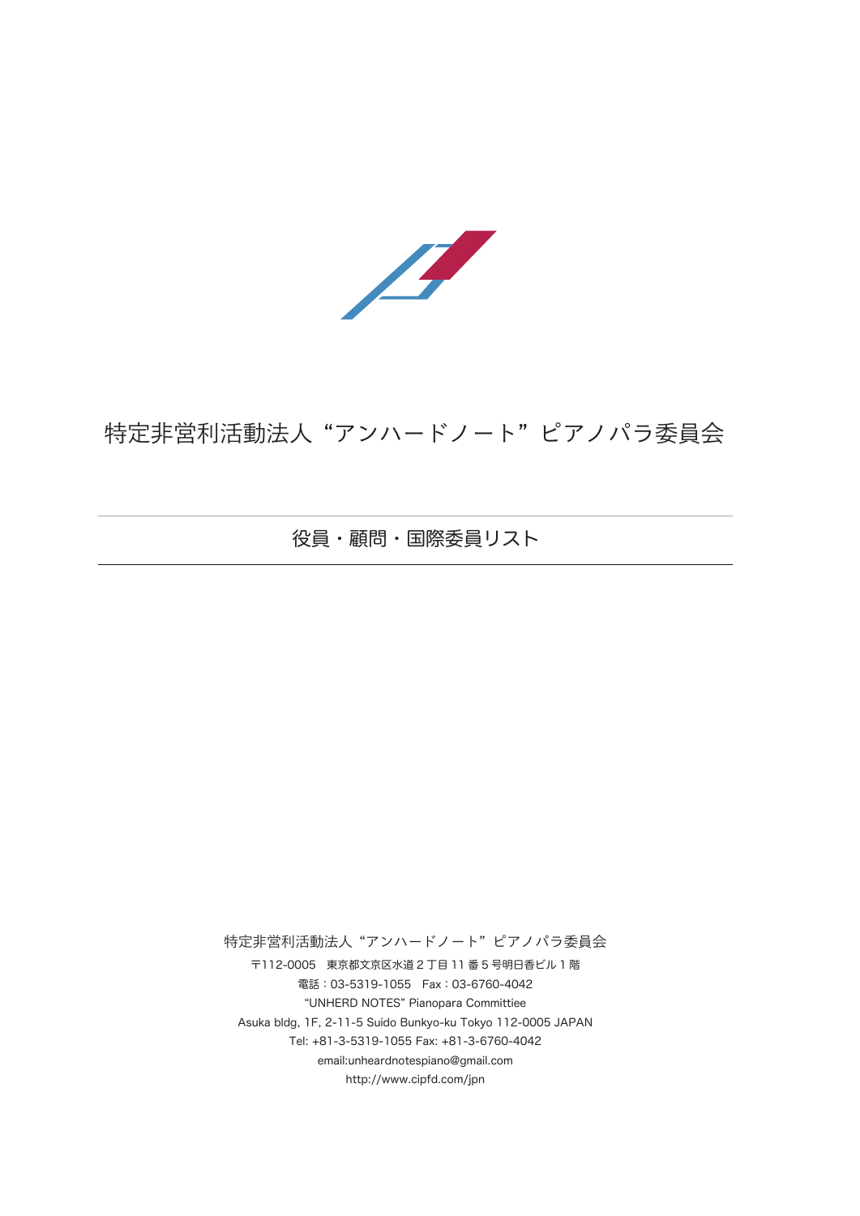# 特定非営利活動法人“アンハードノート”ピアノパラ委員会

## 役員・顧問・国際委員リスト

特定非営利活動法人“アンハードノート”ピアノパラ委員会

〒112-0005　東京都文京区水道 2 丁目 11 番 5 号明日香ビル 1 階

電話：03-5319-1055　Fax：03-6760-4042

“UNHERD NOTES” Pianopara Committiee

Asuka bldg, 1F, 2-11-5 Suido Bunkyo-ku Tokyo 112-0005 JAPAN

Tel: +81-3-5319-1055 Fax: +81-3-6760-4042

email:unheardnotespiano@gmail.com

http://www.cipfd.com/jpn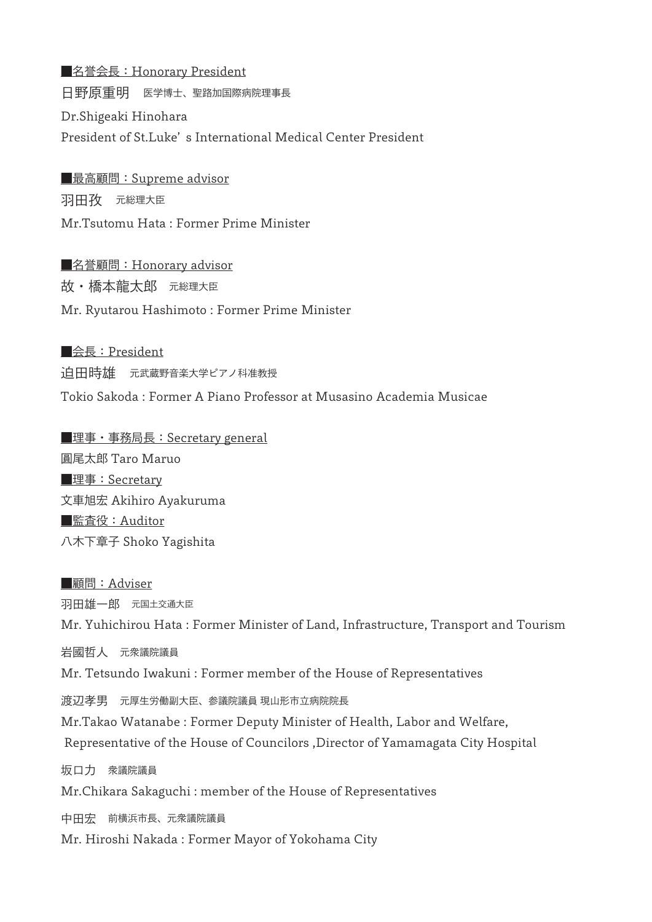■<u>名誉会長：Honorary President</u>

日野原重明　医学博士、聖路加国際病院理事長

Dr.Shigeaki Hinohara

President of St.Luke' s International Medical Center President

■<u>最高顧問：Supreme advisor</u>

羽田孜　元総理大臣

Mr.Tsutomu Hata : Former Prime Minister

■<u>名誉顧問：Honorary advisor</u>

故・橋本龍太郎　元総理大臣

Mr. Ryutarou Hashimoto : Former Prime Minister

■<u>会長：President</u>

迫田時雄　元武蔵野音楽大学ピアノ科准教授

Tokio Sakoda : Former A Piano Professor at Musasino Academia Musicae

■<u>理事・事務局長：Secretary general</u>

圓尾太郎 Taro Maruo

■<u>理事：Secretary</u>

文車旭宏 Akihiro Ayakuruma

■<u>監査役：Auditor</u>

八木下章子 Shoko Yagishita

■<u>顧問：Adviser</u>

羽田雄一郎　元国土交通大臣

Mr. Yuhichirou Hata : Former Minister of Land, Infrastructure, Transport and Tourism

岩國哲人　元衆議院議員

Mr. Tetsundo Iwakuni : Former member of the House of Representatives

渡辺孝男　元厚生労働副大臣、参議院議員 現山形市立病院院長

Mr.Takao Watanabe : Former Deputy Minister of Health, Labor and Welfare,
Representative of the House of Councilors ,Director of Yamamagata City Hospital

坂口力　衆議院議員

Mr.Chikara Sakaguchi : member of the House of Representatives

中田宏　前横浜市長、元衆議院議員

Mr. Hiroshi Nakada : Former Mayor of Yokohama City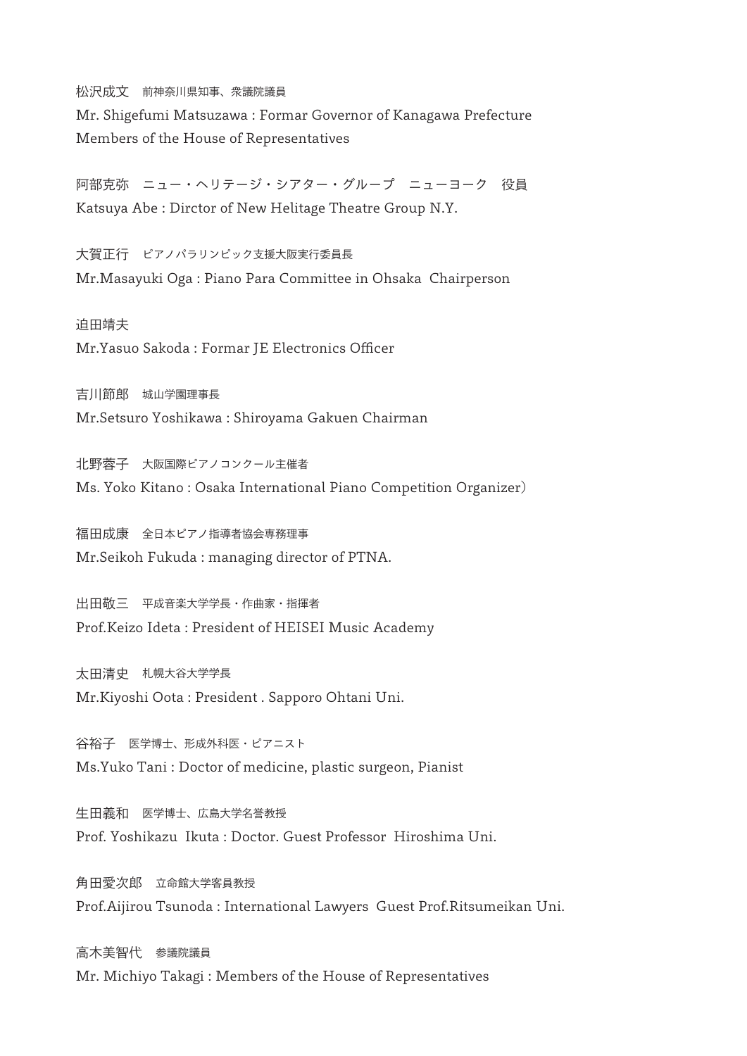松沢成文　前神奈川県知事、衆議院議員

Mr. Shigefumi Matsuzawa : Formar Governor of Kanagawa Prefecture
Members of the House of Representatives

阿部克弥　ニュー・ヘリテージ・シアター・グループ　ニューヨーク　役員

Katsuya Abe : Dirctor of New Helitage Theatre Group N.Y.

大賀正行　ピアノパラリンピック支援大阪実行委員長

Mr.Masayuki Oga : Piano Para Committee in Ohsaka  Chairperson

迫田靖夫

Mr.Yasuo Sakoda : Formar JE Electronics Officer

吉川節郎　城山学園理事長

Mr.Setsuro Yoshikawa : Shiroyama Gakuen Chairman

北野蓉子　大阪国際ピアノコンクール主催者

Ms. Yoko Kitano : Osaka International Piano Competition Organizer）

福田成康　全日本ピアノ指導者協会専務理事

Mr.Seikoh Fukuda : managing director of PTNA.

出田敬三　平成音楽大学学長・作曲家・指揮者

Prof.Keizo Ideta : President of HEISEI Music Academy

太田清史　札幌大谷大学学長

Mr.Kiyoshi Oota : President . Sapporo Ohtani Uni.

谷裕子　医学博士、形成外科医・ピアニスト

Ms.Yuko Tani : Doctor of medicine, plastic surgeon, Pianist

生田義和　医学博士、広島大学名誉教授

Prof. Yoshikazu  Ikuta : Doctor. Guest Professor  Hiroshima Uni.

角田愛次郎　立命館大学客員教授

Prof.Aijirou Tsunoda : International Lawyers  Guest Prof.Ritsumeikan Uni.

高木美智代　参議院議員

Mr. Michiyo Takagi : Members of the House of Representatives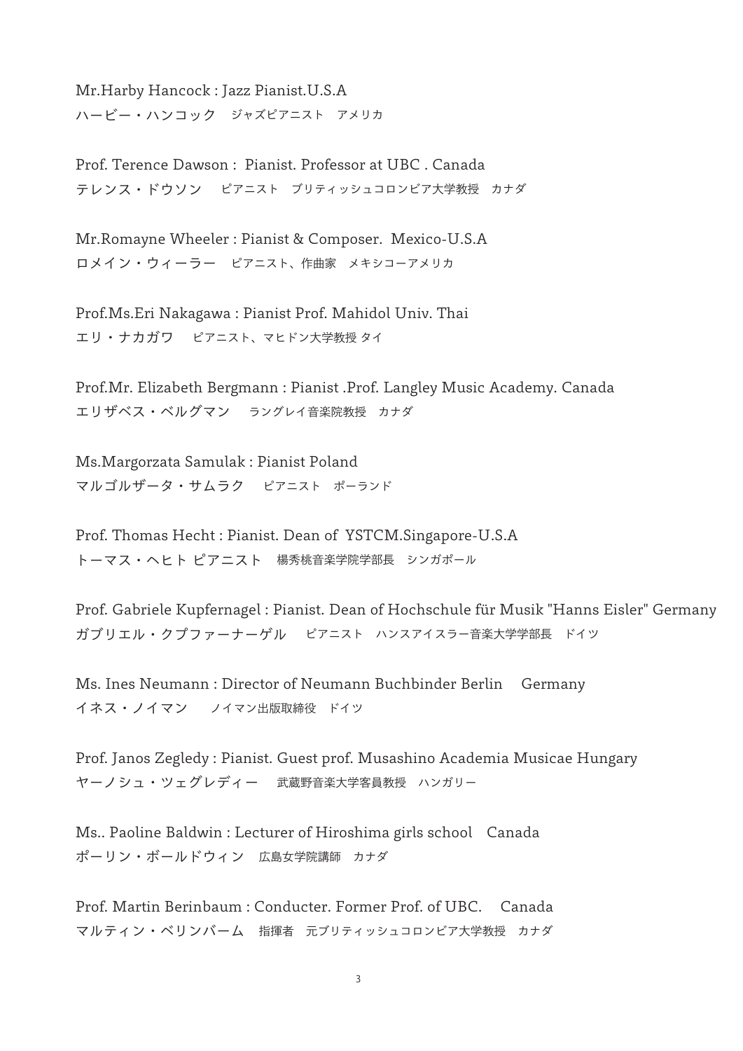Mr.Harby Hancock : Jazz Pianist.U.S.A
ハービー・ハンコック　ジャズピアニスト　アメリカ

Prof. Terence Dawson :  Pianist. Professor at UBC . Canada
テレンス・ドウソン　ピアニスト　ブリティッシュコロンビア大学教授　カナダ

Mr.Romayne Wheeler : Pianist & Composer.  Mexico-U.S.A
ロメイン・ウィーラー　ピアニスト、作曲家　メキシコーアメリカ

Prof.Ms.Eri Nakagawa : Pianist Prof. Mahidol Univ. Thai
エリ・ナカガワ　ピアニスト、マヒドン大学教授 タイ

Prof.Mr. Elizabeth Bergmann : Pianist .Prof. Langley Music Academy. Canada
エリザベス・ベルグマン　ラングレイ音楽院教授　カナダ

Ms.Margorzata Samulak : Pianist Poland
マルゴルザータ・サムラク　ピアニスト　ポーランド

Prof. Thomas Hecht : Pianist. Dean of  YSTCM.Singapore-U.S.A
トーマス・ヘヒト ピアニスト　楊秀桃音楽学院学部長　シンガポール

Prof. Gabriele Kupfernagel : Pianist. Dean of Hochschule für Musik "Hanns Eisler" Germany
ガブリエル・クプファーナーゲル　ピアニスト　ハンスアイスラー音楽大学学部長　ドイツ

Ms. Ines Neumann : Director of Neumann Buchbinder Berlin　Germany
イネス・ノイマン　ノイマン出版取締役　ドイツ

Prof. Janos Zegledy : Pianist. Guest prof. Musashino Academia Musicae Hungary
ヤーノシュ・ツェグレディー　武蔵野音楽大学客員教授　ハンガリー

Ms.. Paoline Baldwin : Lecturer of Hiroshima girls school　Canada
ポーリン・ボールドウィン　広島女学院講師　カナダ

Prof. Martin Berinbaum : Conducter. Former Prof. of UBC.　Canada
マルティン・ベリンバーム　指揮者　元ブリティッシュコロンビア大学教授　カナダ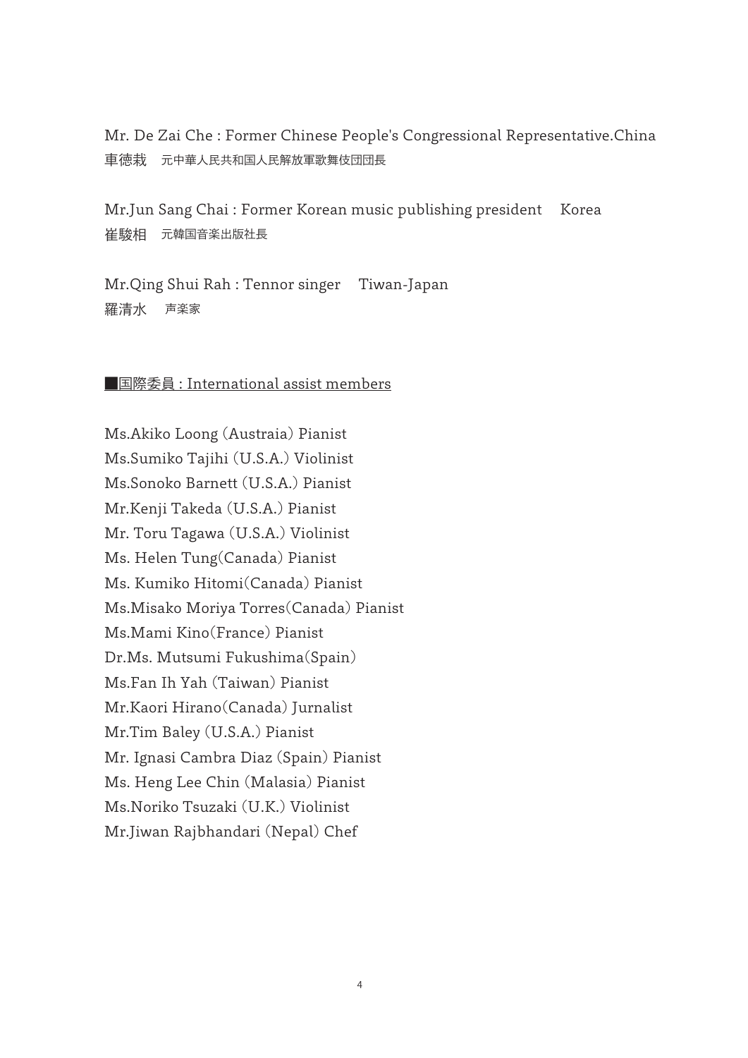Mr. De Zai Che : Former Chinese People's Congressional Representative.China
車徳栽　元中華人民共和国人民解放軍歌舞伎団団長

Mr.Jun Sang Chai : Former Korean music publishing president　Korea
崔駿相　元韓国音楽出版社長

Mr.Qing Shui Rah : Tennor singer　Tiwan-Japan
羅清水　声楽家

## ■国際委員 : International assist members

Ms.Akiko Loong (Austraia) Pianist
Ms.Sumiko Tajihi (U.S.A.) Violinist
Ms.Sonoko Barnett (U.S.A.) Pianist
Mr.Kenji Takeda (U.S.A.) Pianist
Mr. Toru Tagawa (U.S.A.) Violinist
Ms. Helen Tung(Canada) Pianist
Ms. Kumiko Hitomi(Canada) Pianist
Ms.Misako Moriya Torres(Canada) Pianist
Ms.Mami Kino(France) Pianist
Dr.Ms. Mutsumi Fukushima(Spain)
Ms.Fan Ih Yah (Taiwan) Pianist
Mr.Kaori Hirano(Canada) Jurnalist
Mr.Tim Baley (U.S.A.) Pianist
Mr. Ignasi Cambra Diaz (Spain) Pianist
Ms. Heng Lee Chin (Malasia) Pianist
Ms.Noriko Tsuzaki (U.K.) Violinist
Mr.Jiwan Rajbhandari (Nepal) Chef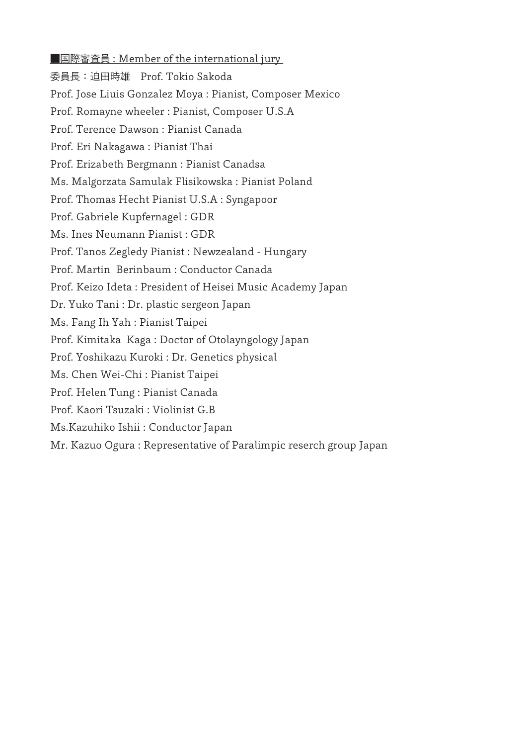■国際審査員 : Member of the international jury

委員長：迫田時雄　Prof. Tokio Sakoda

Prof. Jose Liuis Gonzalez Moya : Pianist, Composer Mexico

Prof. Romayne wheeler : Pianist, Composer U.S.A

Prof. Terence Dawson : Pianist Canada

Prof. Eri Nakagawa : Pianist Thai

Prof. Erizabeth Bergmann : Pianist Canadsa

Ms. Malgorzata Samulak Flisikowska : Pianist Poland

Prof. Thomas Hecht Pianist U.S.A : Syngapoor

Prof. Gabriele Kupfernagel : GDR

Ms. Ines Neumann Pianist : GDR

Prof. Tanos Zegledy Pianist : Newzealand - Hungary

Prof. Martin Berinbaum : Conductor Canada

Prof. Keizo Ideta : President of Heisei Music Academy Japan

Dr. Yuko Tani : Dr. plastic sergeon Japan

Ms. Fang Ih Yah : Pianist Taipei

Prof. Kimitaka Kaga : Doctor of Otolayngology Japan

Prof. Yoshikazu Kuroki : Dr. Genetics physical

Ms. Chen Wei-Chi : Pianist Taipei

Prof. Helen Tung : Pianist Canada

Prof. Kaori Tsuzaki : Violinist G.B

Ms.Kazuhiko Ishii : Conductor Japan

Mr. Kazuo Ogura : Representative of Paralimpic reserch group Japan